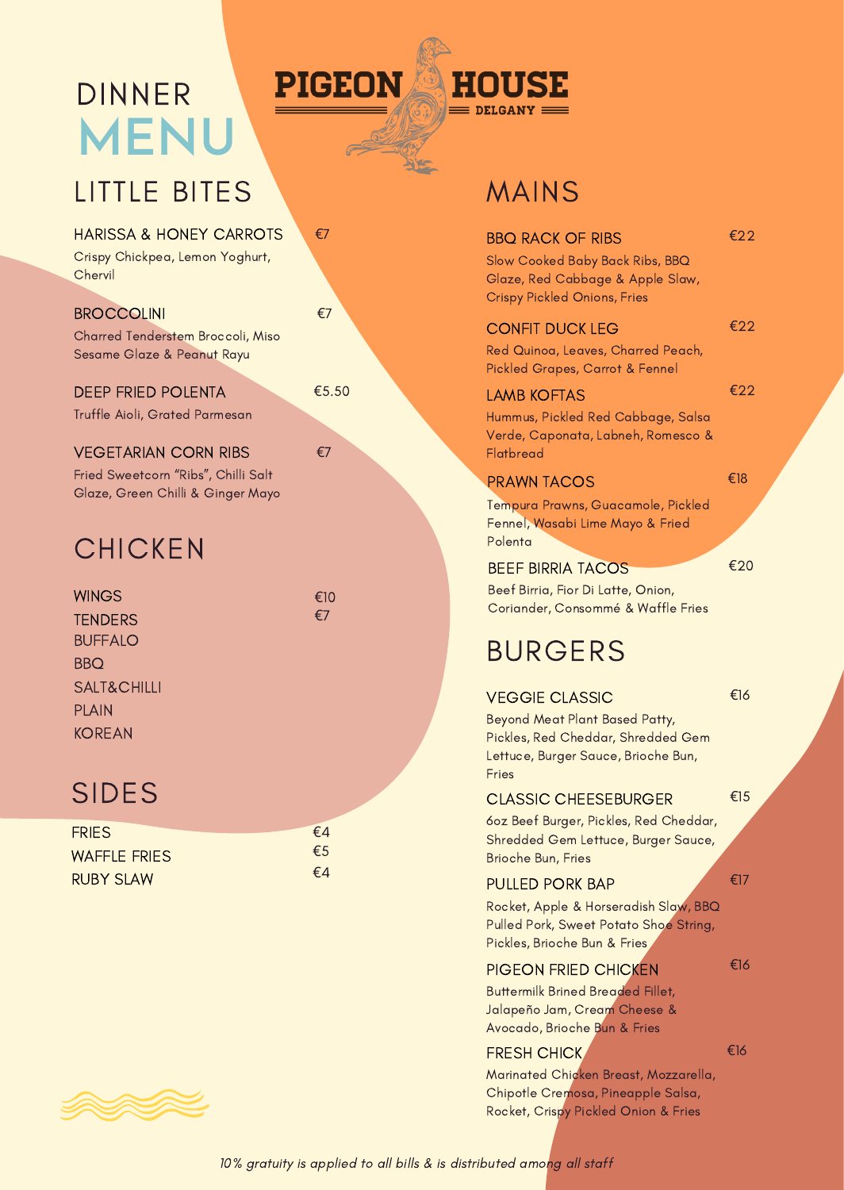# PIGEON HOUSE

DELGANY

# DINNER MENU

## LITTLE BITES

**HARISSA & HONEY CARROTS** — €7
Crispy Chickpea, Lemon Yoghurt, Chervil

**BROCCOLINI** — €7
Charred Tenderstem Broccoli, Miso Sesame Glaze & Peanut Rayu

**DEEP FRIED POLENTA** — €5.50
Truffle Aioli, Grated Parmesan

**VEGETARIAN CORN RIBS** — €7
Fried Sweetcorn "Ribs", Chilli Salt Glaze, Green Chilli & Ginger Mayo

## CHICKEN

WINGS — €10
TENDERS — €7
BUFFALO
BBQ
SALT&CHILLI
PLAIN
KOREAN

## SIDES

FRIES — €4
WAFFLE FRIES — €5
RUBY SLAW — €4

## MAINS

**BBQ RACK OF RIBS** — €22
Slow Cooked Baby Back Ribs, BBQ Glaze, Red Cabbage & Apple Slaw, Crispy Pickled Onions, Fries

**CONFIT DUCK LEG** — €22
Red Quinoa, Leaves, Charred Peach, Pickled Grapes, Carrot & Fennel

**LAMB KOFTAS** — €22
Hummus, Pickled Red Cabbage, Salsa Verde, Caponata, Labneh, Romesco & Flatbread

**PRAWN TACOS** — €18
Tempura Prawns, Guacamole, Pickled Fennel, Wasabi Lime Mayo & Fried Polenta

**BEEF BIRRIA TACOS** — €20
Beef Birria, Fior Di Latte, Onion, Coriander, Consommé & Waffle Fries

## BURGERS

**VEGGIE CLASSIC** — €16
Beyond Meat Plant Based Patty, Pickles, Red Cheddar, Shredded Gem Lettuce, Burger Sauce, Brioche Bun, Fries

**CLASSIC CHEESEBURGER** — €15
6oz Beef Burger, Pickles, Red Cheddar, Shredded Gem Lettuce, Burger Sauce, Brioche Bun, Fries

**PULLED PORK BAP** — €17
Rocket, Apple & Horseradish Slaw, BBQ Pulled Pork, Sweet Potato Shoe String, Pickles, Brioche Bun & Fries

**PIGEON FRIED CHICKEN** — €16
Buttermilk Brined Breaded Fillet, Jalapeño Jam, Cream Cheese & Avocado, Brioche Bun & Fries

**FRESH CHICK** — €16
Marinated Chicken Breast, Mozzarella, Chipotle Cremosa, Pineapple Salsa, Rocket, Crispy Pickled Onion & Fries

*10% gratuity is applied to all bills & is distributed among all staff*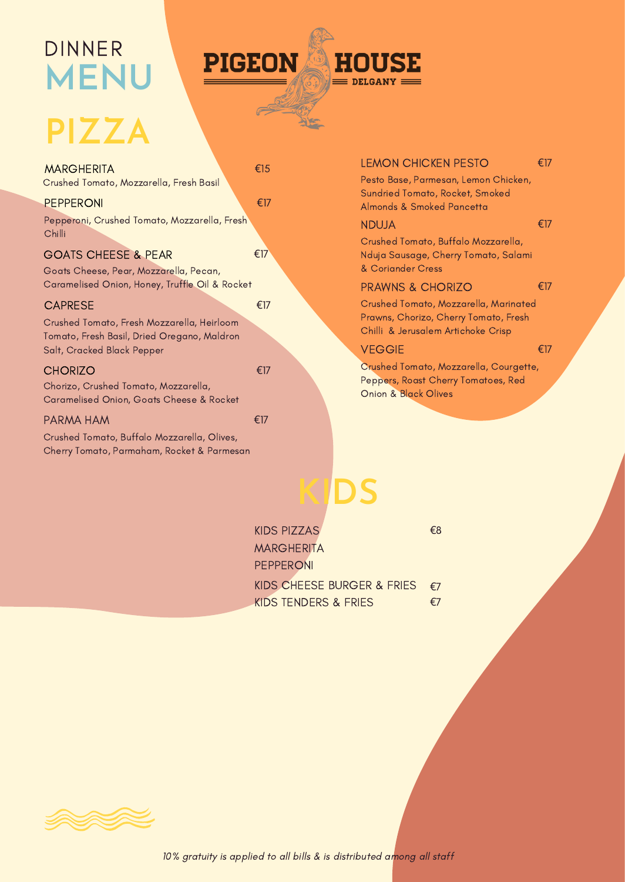# DINNER MENU

PIGEON HOUSE
DELGANY

## PIZZA

**MARGHERITA** €15
Crushed Tomato, Mozzarella, Fresh Basil

**PEPPERONI** €17
Pepperoni, Crushed Tomato, Mozzarella, Fresh Chilli

**GOATS CHEESE & PEAR** €17
Goats Cheese, Pear, Mozzarella, Pecan, Caramelised Onion, Honey, Truffle Oil & Rocket

**CAPRESE** €17
Crushed Tomato, Fresh Mozzarella, Heirloom Tomato, Fresh Basil, Dried Oregano, Maldron Salt, Cracked Black Pepper

**CHORIZO** €17
Chorizo, Crushed Tomato, Mozzarella, Caramelised Onion, Goats Cheese & Rocket

**PARMA HAM** €17
Crushed Tomato, Buffalo Mozzarella, Olives, Cherry Tomato, Parmaham, Rocket & Parmesan

**LEMON CHICKEN PESTO** €17
Pesto Base, Parmesan, Lemon Chicken, Sundried Tomato, Rocket, Smoked Almonds & Smoked Pancetta

**NDUJA** €17
Crushed Tomato, Buffalo Mozzarella, Nduja Sausage, Cherry Tomato, Salami & Coriander Cress

**PRAWNS & CHORIZO** €17
Crushed Tomato, Mozzarella, Marinated Prawns, Chorizo, Cherry Tomato, Fresh Chilli & Jerusalem Artichoke Crisp

**VEGGIE** €17
Crushed Tomato, Mozzarella, Courgette, Peppers, Roast Cherry Tomatoes, Red Onion & Black Olives

## KIDS

KIDS PIZZAS €8
MARGHERITA
PEPPERONI

KIDS CHEESE BURGER & FRIES €7

KIDS TENDERS & FRIES €7

*10% gratuity is applied to all bills & is distributed among all staff*